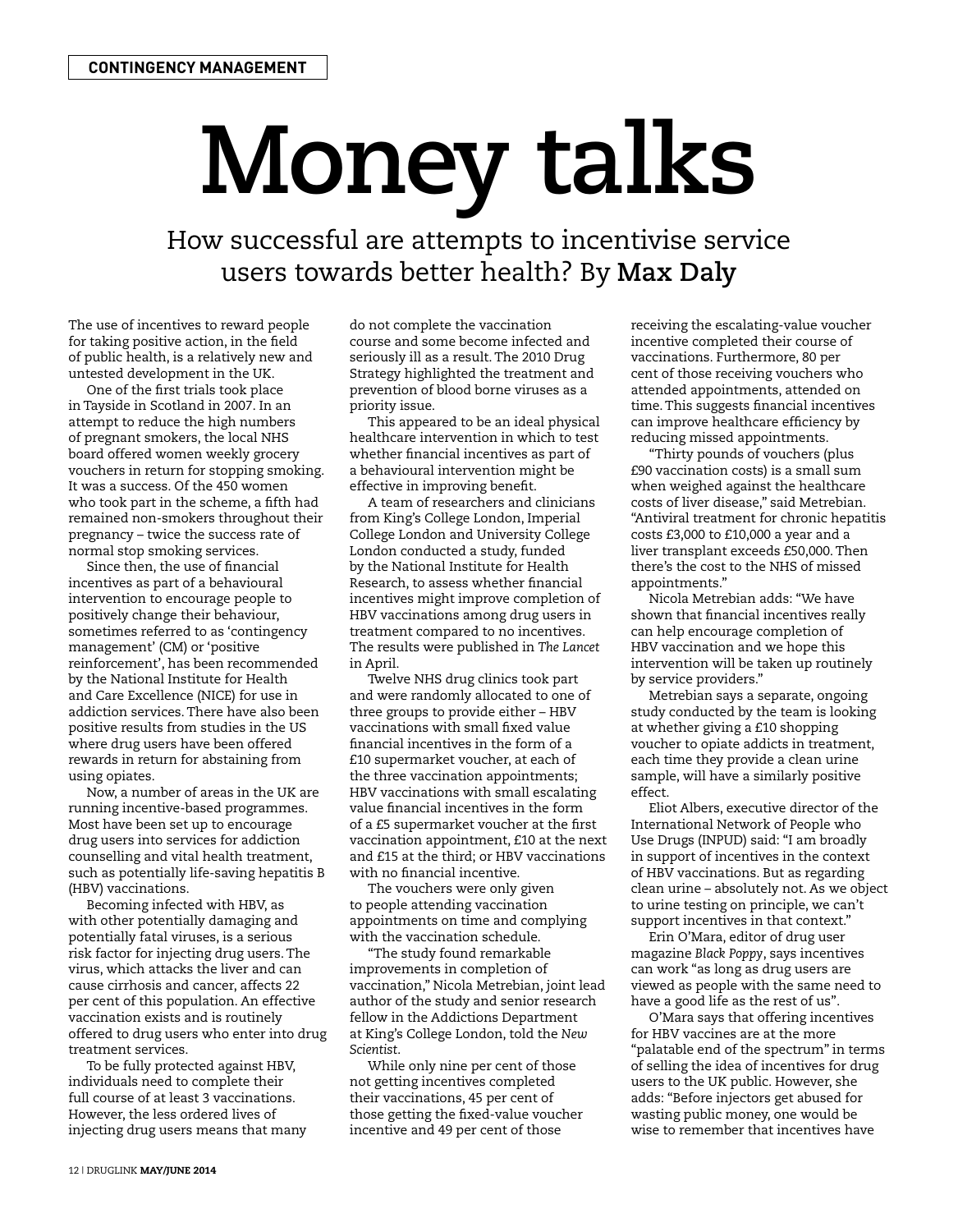CONTINGENCY MANAGEMENT

# Money talks

## How successful are attempts to incentivise service users towards better health? By **Max Daly**

The use of incentives to reward people for taking positive action, in the field of public health, is a relatively new and untested development in the UK.

One of the first trials took place in Tayside in Scotland in 2007. In an attempt to reduce the high numbers of pregnant smokers, the local NHS board offered women weekly grocery vouchers in return for stopping smoking. It was a success. Of the 450 women who took part in the scheme, a fifth had remained non-smokers throughout their pregnancy – twice the success rate of normal stop smoking services.

Since then, the use of financial incentives as part of a behavioural intervention to encourage people to positively change their behaviour, sometimes referred to as 'contingency management' (CM) or 'positive reinforcement', has been recommended by the National Institute for Health and Care Excellence (NICE) for use in addiction services. There have also been positive results from studies in the US where drug users have been offered rewards in return for abstaining from using opiates.

Now, a number of areas in the UK are running incentive-based programmes. Most have been set up to encourage drug users into services for addiction counselling and vital health treatment, such as potentially life-saving hepatitis B (HBV) vaccinations.

Becoming infected with HBV, as with other potentially damaging and potentially fatal viruses, is a serious risk factor for injecting drug users. The virus, which attacks the liver and can cause cirrhosis and cancer, affects 22 per cent of this population. An effective vaccination exists and is routinely offered to drug users who enter into drug treatment services.

To be fully protected against HBV, individuals need to complete their full course of at least 3 vaccinations. However, the less ordered lives of injecting drug users means that many do not complete the vaccination course and some become infected and seriously ill as a result. The 2010 Drug Strategy highlighted the treatment and prevention of blood borne viruses as a priority issue.

This appeared to be an ideal physical healthcare intervention in which to test whether financial incentives as part of a behavioural intervention might be effective in improving benefit.

A team of researchers and clinicians from King's College London, Imperial College London and University College London conducted a study, funded by the National Institute for Health Research, to assess whether financial incentives might improve completion of HBV vaccinations among drug users in treatment compared to no incentives. The results were published in *The Lancet* in April.

Twelve NHS drug clinics took part and were randomly allocated to one of three groups to provide either – HBV vaccinations with small fixed value financial incentives in the form of a £10 supermarket voucher, at each of the three vaccination appointments; HBV vaccinations with small escalating value financial incentives in the form of a £5 supermarket voucher at the first vaccination appointment, £10 at the next and £15 at the third; or HBV vaccinations with no financial incentive.

The vouchers were only given to people attending vaccination appointments on time and complying with the vaccination schedule.

"The study found remarkable improvements in completion of vaccination," Nicola Metrebian, joint lead author of the study and senior research fellow in the Addictions Department at King's College London, told the *New Scientist*.

While only nine per cent of those not getting incentives completed their vaccinations, 45 per cent of those getting the fixed-value voucher incentive and 49 per cent of those receiving the escalating-value voucher incentive completed their course of vaccinations. Furthermore, 80 per cent of those receiving vouchers who attended appointments, attended on time. This suggests financial incentives can improve healthcare efficiency by reducing missed appointments.

"Thirty pounds of vouchers (plus £90 vaccination costs) is a small sum when weighed against the healthcare costs of liver disease," said Metrebian. "Antiviral treatment for chronic hepatitis costs £3,000 to £10,000 a year and a liver transplant exceeds £50,000. Then there's the cost to the NHS of missed appointments."

Nicola Metrebian adds: "We have shown that financial incentives really can help encourage completion of HBV vaccination and we hope this intervention will be taken up routinely by service providers."

Metrebian says a separate, ongoing study conducted by the team is looking at whether giving a £10 shopping voucher to opiate addicts in treatment, each time they provide a clean urine sample, will have a similarly positive effect.

Eliot Albers, executive director of the International Network of People who Use Drugs (INPUD) said: "I am broadly in support of incentives in the context of HBV vaccinations. But as regarding clean urine – absolutely not. As we object to urine testing on principle, we can't support incentives in that context."

Erin O'Mara, editor of drug user magazine *Black Poppy*, says incentives can work "as long as drug users are viewed as people with the same need to have a good life as the rest of us".

O'Mara says that offering incentives for HBV vaccines are at the more "palatable end of the spectrum" in terms of selling the idea of incentives for drug users to the UK public. However, she adds: "Before injectors get abused for wasting public money, one would be wise to remember that incentives have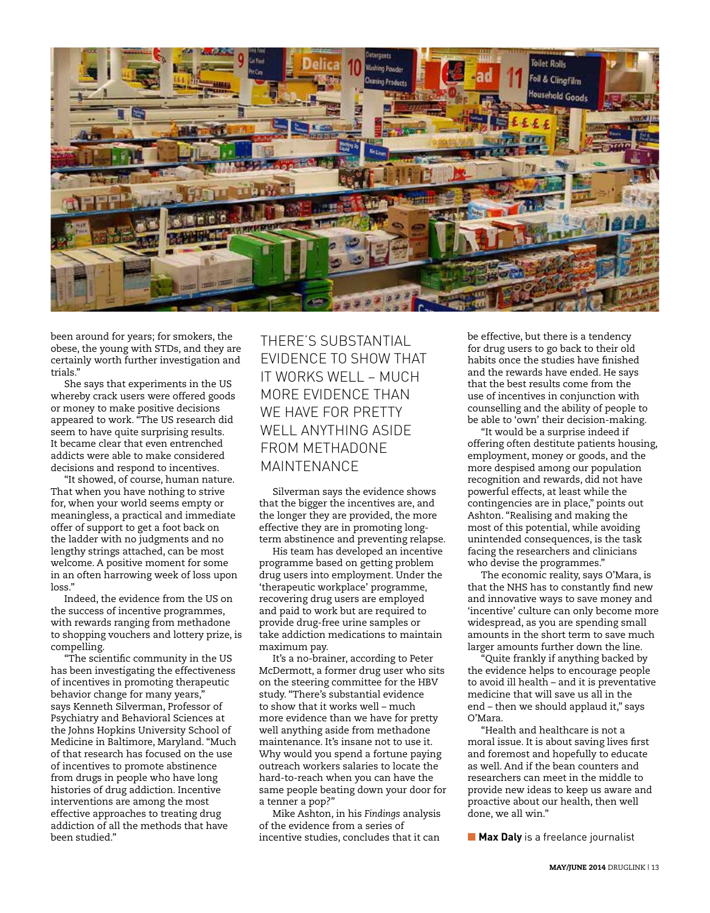been around for years; for smokers, the obese, the young with STDs, and they are certainly worth further investigation and trials."

She says that experiments in the US whereby crack users were offered goods or money to make positive decisions appeared to work. "The US research did seem to have quite surprising results. It became clear that even entrenched addicts were able to make considered decisions and respond to incentives.

"It showed, of course, human nature. That when you have nothing to strive for, when your world seems empty or meaningless, a practical and immediate offer of support to get a foot back on the ladder with no judgments and no lengthy strings attached, can be most welcome. A positive moment for some in an often harrowing week of loss upon loss."

Indeed, the evidence from the US on the success of incentive programmes, with rewards ranging from methadone to shopping vouchers and lottery prize, is compelling.

"The scientific community in the US has been investigating the effectiveness of incentives in promoting therapeutic behavior change for many years," says Kenneth Silverman, Professor of Psychiatry and Behavioral Sciences at the Johns Hopkins University School of Medicine in Baltimore, Maryland. "Much of that research has focused on the use of incentives to promote abstinence from drugs in people who have long histories of drug addiction. Incentive interventions are among the most effective approaches to treating drug addiction of all the methods that have been studied."

> THERE'S SUBSTANTIAL EVIDENCE TO SHOW THAT IT WORKS WELL – MUCH MORE EVIDENCE THAN WE HAVE FOR PRETTY WELL ANYTHING ASIDE FROM METHADONE MAINTENANCE

Silverman says the evidence shows that the bigger the incentives are, and the longer they are provided, the more effective they are in promoting long-term abstinence and preventing relapse.

His team has developed an incentive programme based on getting problem drug users into employment. Under the 'therapeutic workplace' programme, recovering drug users are employed and paid to work but are required to provide drug-free urine samples or take addiction medications to maintain maximum pay.

It's a no-brainer, according to Peter McDermott, a former drug user who sits on the steering committee for the HBV study. "There's substantial evidence to show that it works well – much more evidence than we have for pretty well anything aside from methadone maintenance. It's insane not to use it. Why would you spend a fortune paying outreach workers salaries to locate the hard-to-reach when you can have the same people beating down your door for a tenner a pop?"

Mike Ashton, in his *Findings* analysis of the evidence from a series of incentive studies, concludes that it can be effective, but there is a tendency for drug users to go back to their old habits once the studies have finished and the rewards have ended. He says that the best results come from the use of incentives in conjunction with counselling and the ability of people to be able to 'own' their decision-making.

"It would be a surprise indeed if offering often destitute patients housing, employment, money or goods, and the more despised among our population recognition and rewards, did not have powerful effects, at least while the contingencies are in place," points out Ashton. "Realising and making the most of this potential, while avoiding unintended consequences, is the task facing the researchers and clinicians who devise the programmes."

The economic reality, says O'Mara, is that the NHS has to constantly find new and innovative ways to save money and 'incentive' culture can only become more widespread, as you are spending small amounts in the short term to save much larger amounts further down the line.

"Quite frankly if anything backed by the evidence helps to encourage people to avoid ill health – and it is preventative medicine that will save us all in the end – then we should applaud it," says O'Mara.

"Health and healthcare is not a moral issue. It is about saving lives first and foremost and hopefully to educate as well. And if the bean counters and researchers can meet in the middle to provide new ideas to keep us aware and proactive about our health, then well done, we all win."

■ **Max Daly** is a freelance journalist